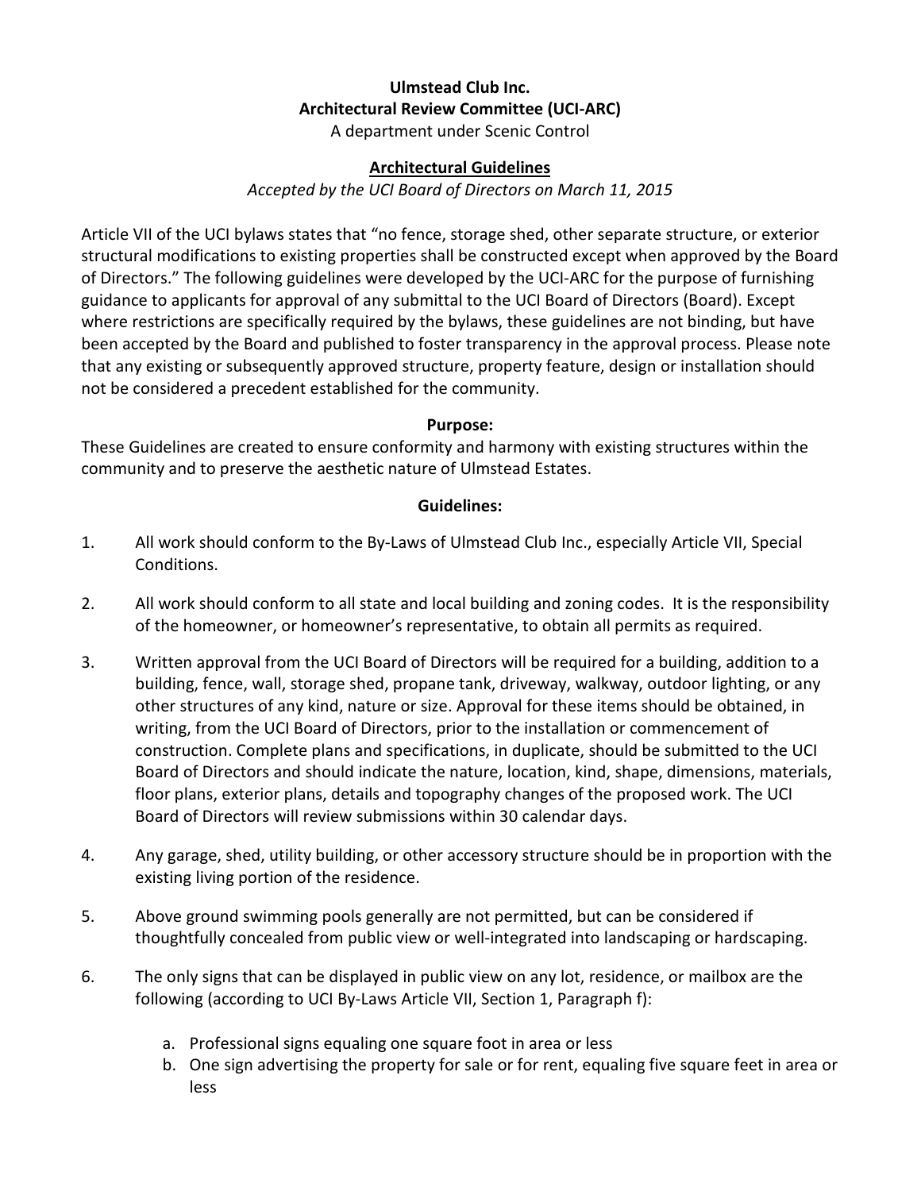**Ulmstead Club Inc.**
**Architectural Review Committee (UCI-ARC)**
A department under Scenic Control

## Architectural Guidelines

*Accepted by the UCI Board of Directors on March 11, 2015*

Article VII of the UCI bylaws states that "no fence, storage shed, other separate structure, or exterior structural modifications to existing properties shall be constructed except when approved by the Board of Directors." The following guidelines were developed by the UCI-ARC for the purpose of furnishing guidance to applicants for approval of any submittal to the UCI Board of Directors (Board). Except where restrictions are specifically required by the bylaws, these guidelines are not binding, but have been accepted by the Board and published to foster transparency in the approval process. Please note that any existing or subsequently approved structure, property feature, design or installation should not be considered a precedent established for the community.

**Purpose:**

These Guidelines are created to ensure conformity and harmony with existing structures within the community and to preserve the aesthetic nature of Ulmstead Estates.

**Guidelines:**

1. All work should conform to the By-Laws of Ulmstead Club Inc., especially Article VII, Special Conditions.

2. All work should conform to all state and local building and zoning codes. It is the responsibility of the homeowner, or homeowner's representative, to obtain all permits as required.

3. Written approval from the UCI Board of Directors will be required for a building, addition to a building, fence, wall, storage shed, propane tank, driveway, walkway, outdoor lighting, or any other structures of any kind, nature or size. Approval for these items should be obtained, in writing, from the UCI Board of Directors, prior to the installation or commencement of construction. Complete plans and specifications, in duplicate, should be submitted to the UCI Board of Directors and should indicate the nature, location, kind, shape, dimensions, materials, floor plans, exterior plans, details and topography changes of the proposed work. The UCI Board of Directors will review submissions within 30 calendar days.

4. Any garage, shed, utility building, or other accessory structure should be in proportion with the existing living portion of the residence.

5. Above ground swimming pools generally are not permitted, but can be considered if thoughtfully concealed from public view or well-integrated into landscaping or hardscaping.

6. The only signs that can be displayed in public view on any lot, residence, or mailbox are the following (according to UCI By-Laws Article VII, Section 1, Paragraph f):

   a. Professional signs equaling one square foot in area or less
   b. One sign advertising the property for sale or for rent, equaling five square feet in area or less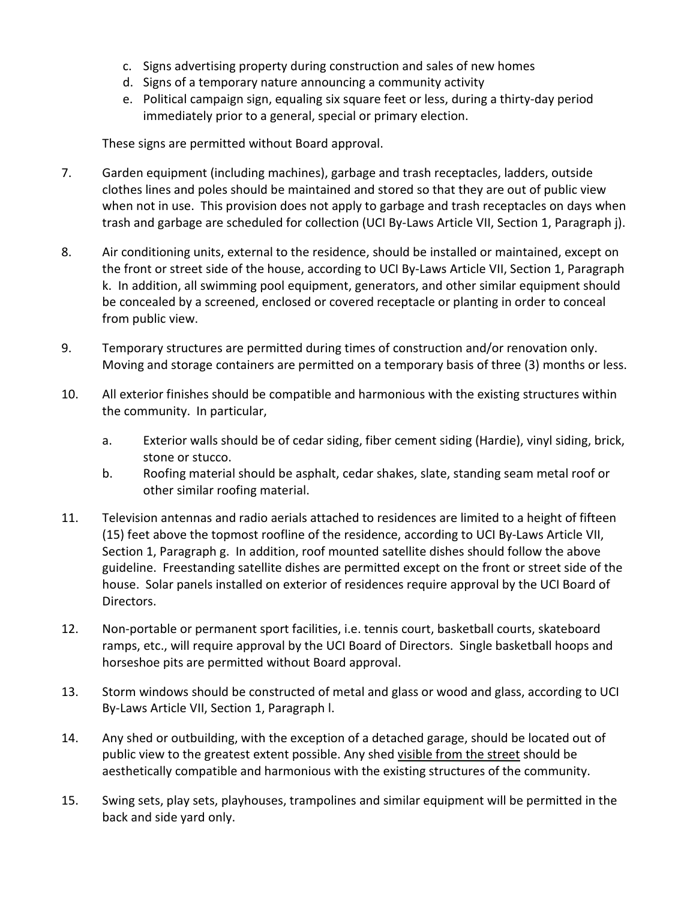c. Signs advertising property during construction and sales of new homes
d. Signs of a temporary nature announcing a community activity
e. Political campaign sign, equaling six square feet or less, during a thirty-day period immediately prior to a general, special or primary election.

These signs are permitted without Board approval.

7. Garden equipment (including machines), garbage and trash receptacles, ladders, outside clothes lines and poles should be maintained and stored so that they are out of public view when not in use. This provision does not apply to garbage and trash receptacles on days when trash and garbage are scheduled for collection (UCI By-Laws Article VII, Section 1, Paragraph j).

8. Air conditioning units, external to the residence, should be installed or maintained, except on the front or street side of the house, according to UCI By-Laws Article VII, Section 1, Paragraph k. In addition, all swimming pool equipment, generators, and other similar equipment should be concealed by a screened, enclosed or covered receptacle or planting in order to conceal from public view.

9. Temporary structures are permitted during times of construction and/or renovation only. Moving and storage containers are permitted on a temporary basis of three (3) months or less.

10. All exterior finishes should be compatible and harmonious with the existing structures within the community. In particular,

    a. Exterior walls should be of cedar siding, fiber cement siding (Hardie), vinyl siding, brick, stone or stucco.
    b. Roofing material should be asphalt, cedar shakes, slate, standing seam metal roof or other similar roofing material.

11. Television antennas and radio aerials attached to residences are limited to a height of fifteen (15) feet above the topmost roofline of the residence, according to UCI By-Laws Article VII, Section 1, Paragraph g. In addition, roof mounted satellite dishes should follow the above guideline. Freestanding satellite dishes are permitted except on the front or street side of the house. Solar panels installed on exterior of residences require approval by the UCI Board of Directors.

12. Non-portable or permanent sport facilities, i.e. tennis court, basketball courts, skateboard ramps, etc., will require approval by the UCI Board of Directors. Single basketball hoops and horseshoe pits are permitted without Board approval.

13. Storm windows should be constructed of metal and glass or wood and glass, according to UCI By-Laws Article VII, Section 1, Paragraph l.

14. Any shed or outbuilding, with the exception of a detached garage, should be located out of public view to the greatest extent possible. Any shed <u>visible from the street</u> should be aesthetically compatible and harmonious with the existing structures of the community.

15. Swing sets, play sets, playhouses, trampolines and similar equipment will be permitted in the back and side yard only.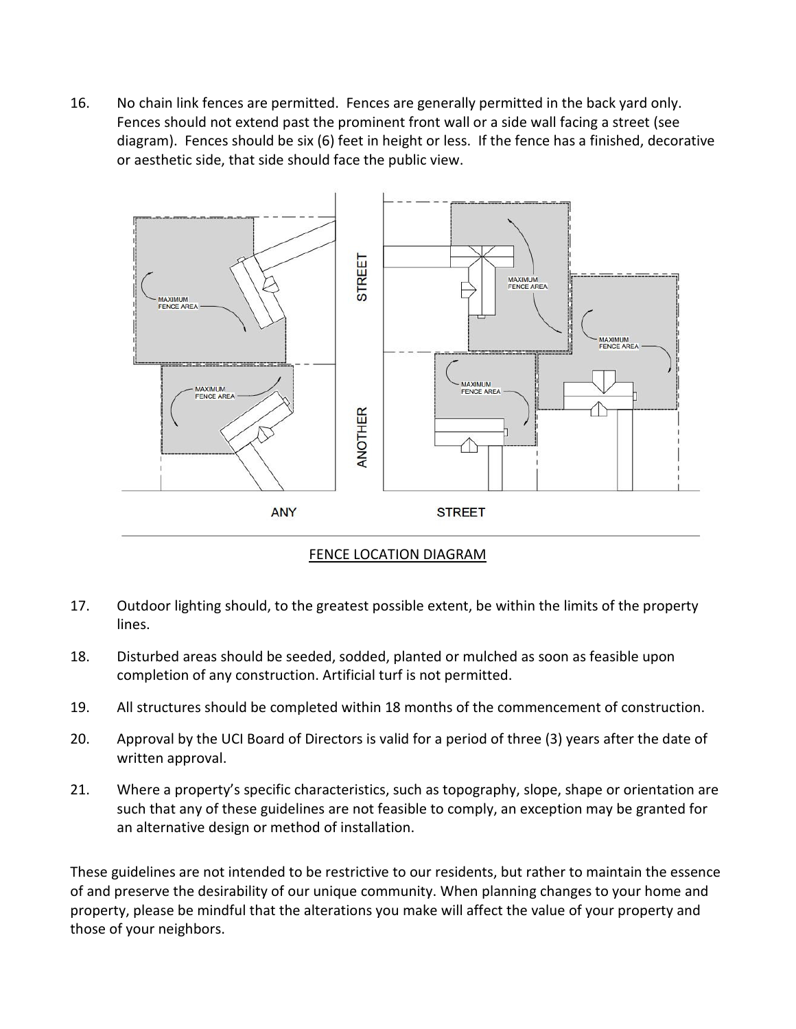16. No chain link fences are permitted. Fences are generally permitted in the back yard only. Fences should not extend past the prominent front wall or a side wall facing a street (see diagram). Fences should be six (6) feet in height or less. If the fence has a finished, decorative or aesthetic side, that side should face the public view.

FENCE LOCATION DIAGRAM

17. Outdoor lighting should, to the greatest possible extent, be within the limits of the property lines.

18. Disturbed areas should be seeded, sodded, planted or mulched as soon as feasible upon completion of any construction. Artificial turf is not permitted.

19. All structures should be completed within 18 months of the commencement of construction.

20. Approval by the UCI Board of Directors is valid for a period of three (3) years after the date of written approval.

21. Where a property's specific characteristics, such as topography, slope, shape or orientation are such that any of these guidelines are not feasible to comply, an exception may be granted for an alternative design or method of installation.

These guidelines are not intended to be restrictive to our residents, but rather to maintain the essence of and preserve the desirability of our unique community. When planning changes to your home and property, please be mindful that the alterations you make will affect the value of your property and those of your neighbors.